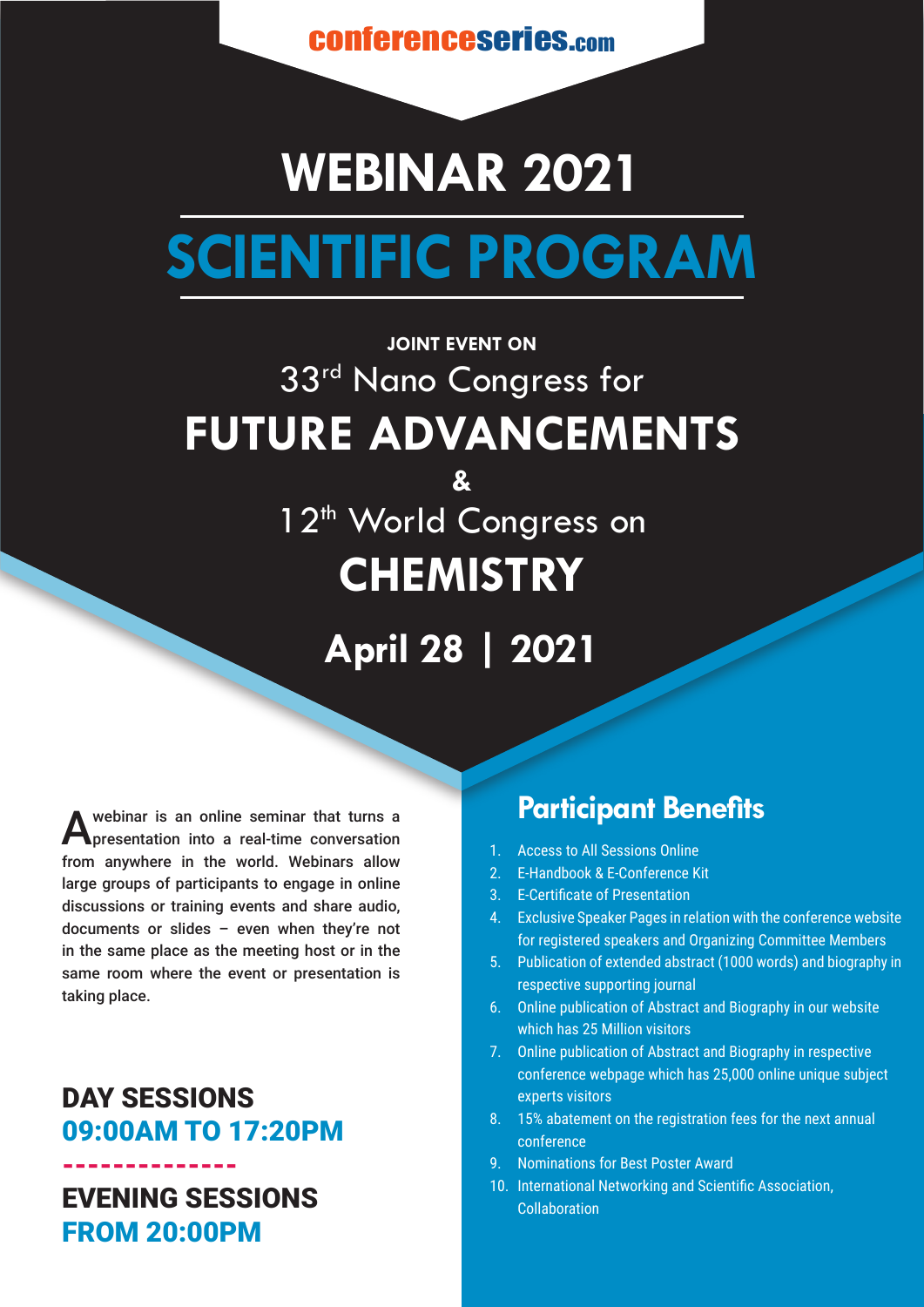conferenceseries.com

# WEBINAR 2021

# SCIENTIFIC PROGRAM

**JOINT EVENT ON**

## 33rd Nano Congress for FUTURE ADVANCEMENTS

**&**

## 12th World Congress on CHEMISTRY

**April 28 | 2021**

A webinar is an online seminar that turns a presentation into a real-time conversation from anywhere in the world. Webinars allow large groups of participants to engage in online discussions or training events and share audio, documents or slides – even when they're not in the same place as the meeting host or in the same room where the event or presentation is taking place.

**DAY SESSIONS**
**09:00AM TO 17:20PM**

**EVENING SESSIONS**
**FROM 20:00PM**

## Participant Benefits

1. Access to All Sessions Online
2. E-Handbook & E-Conference Kit
3. E-Certificate of Presentation
4. Exclusive Speaker Pages in relation with the conference website for registered speakers and Organizing Committee Members
5. Publication of extended abstract (1000 words) and biography in respective supporting journal
6. Online publication of Abstract and Biography in our website which has 25 Million visitors
7. Online publication of Abstract and Biography in respective conference webpage which has 25,000 online unique subject experts visitors
8. 15% abatement on the registration fees for the next annual conference
9. Nominations for Best Poster Award
10. International Networking and Scientific Association, Collaboration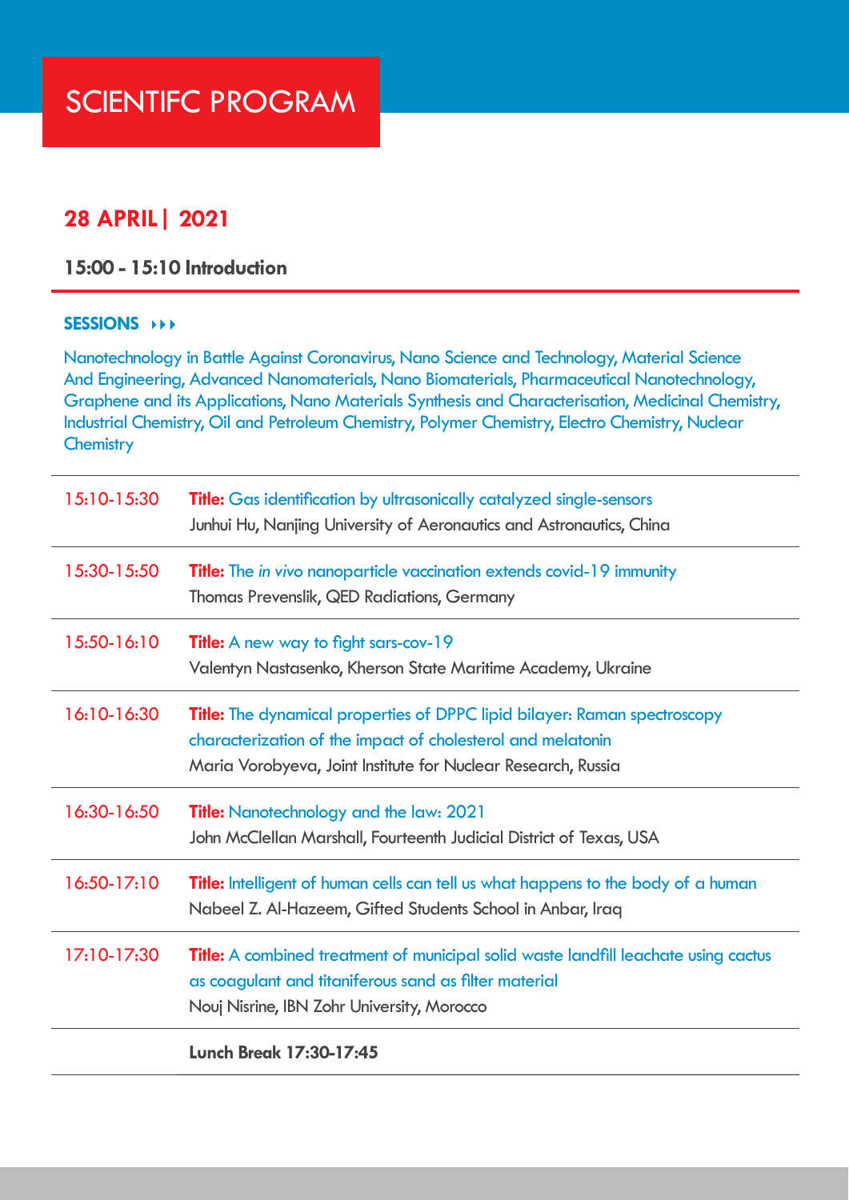# SCIENTIFC PROGRAM

## 28 APRIL | 2021

**15:00 - 15:10 Introduction**

**SESSIONS**

Nanotechnology in Battle Against Coronavirus, Nano Science and Technology, Material Science And Engineering, Advanced Nanomaterials, Nano Biomaterials, Pharmaceutical Nanotechnology, Graphene and its Applications, Nano Materials Synthesis and Characterisation, Medicinal Chemistry, Industrial Chemistry, Oil and Petroleum Chemistry, Polymer Chemistry, Electro Chemistry, Nuclear Chemistry

| | |
|---|---|
| 15:10-15:30 | **Title:** Gas identification by ultrasonically catalyzed single-sensors<br>Junhui Hu, Nanjing University of Aeronautics and Astronautics, China |
| 15:30-15:50 | **Title:** The *in vivo* nanoparticle vaccination extends covid-19 immunity<br>Thomas Prevenslik, QED Radiations, Germany |
| 15:50-16:10 | **Title:** A new way to fight sars-cov-19<br>Valentyn Nastasenko, Kherson State Maritime Academy, Ukraine |
| 16:10-16:30 | **Title:** The dynamical properties of DPPC lipid bilayer: Raman spectroscopy characterization of the impact of cholesterol and melatonin<br>Maria Vorobyeva, Joint Institute for Nuclear Research, Russia |
| 16:30-16:50 | **Title:** Nanotechnology and the law: 2021<br>John McClellan Marshall, Fourteenth Judicial District of Texas, USA |
| 16:50-17:10 | **Title:** Intelligent of human cells can tell us what happens to the body of a human<br>Nabeel Z. Al-Hazeem, Gifted Students School in Anbar, Iraq |
| 17:10-17:30 | **Title:** A combined treatment of municipal solid waste landfill leachate using cactus as coagulant and titaniferous sand as filter material<br>Nouj Nisrine, IBN Zohr University, Morocco |
| | **Lunch Break 17:30-17:45** |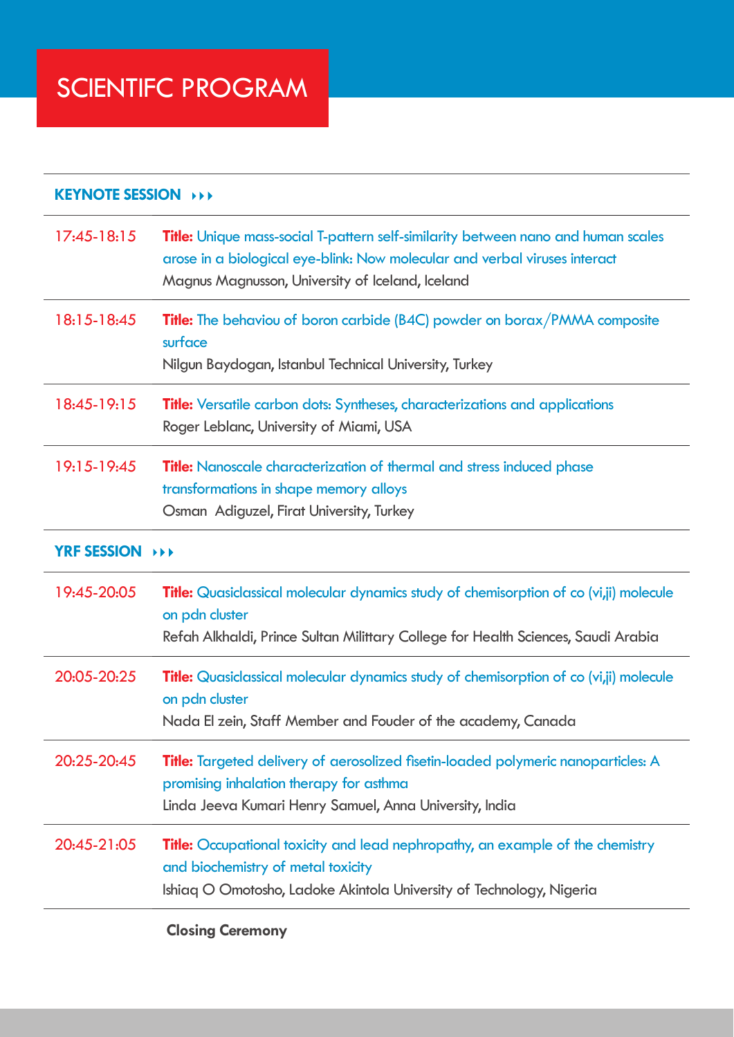# SCIENTIFC PROGRAM

## KEYNOTE SESSION

| | |
|---|---|
| 17:45-18:15 | **Title:** Unique mass-social T-pattern self-similarity between nano and human scales arose in a biological eye-blink: Now molecular and verbal viruses interact<br>Magnus Magnusson, University of Iceland, Iceland |
| 18:15-18:45 | **Title:** The behaviou of boron carbide (B4C) powder on borax/PMMA composite surface<br>Nilgun Baydogan, Istanbul Technical University, Turkey |
| 18:45-19:15 | **Title:** Versatile carbon dots: Syntheses, characterizations and applications<br>Roger Leblanc, University of Miami, USA |
| 19:15-19:45 | **Title:** Nanoscale characterization of thermal and stress induced phase transformations in shape memory alloys<br>Osman Adiguzel, Firat University, Turkey |

## YRF SESSION

| | |
|---|---|
| 19:45-20:05 | **Title:** Quasiclassical molecular dynamics study of chemisorption of co (vi,ji) molecule on pdn cluster<br>Refah Alkhaldi, Prince Sultan Milittary College for Health Sciences, Saudi Arabia |
| 20:05-20:25 | **Title:** Quasiclassical molecular dynamics study of chemisorption of co (vi,ji) molecule on pdn cluster<br>Nada El zein, Staff Member and Fouder of the academy, Canada |
| 20:25-20:45 | **Title:** Targeted delivery of aerosolized fisetin-loaded polymeric nanoparticles: A promising inhalation therapy for asthma<br>Linda Jeeva Kumari Henry Samuel, Anna University, India |
| 20:45-21:05 | **Title:** Occupational toxicity and lead nephropathy, an example of the chemistry and biochemistry of metal toxicity<br>Ishiaq O Omotosho, Ladoke Akintola University of Technology, Nigeria |

**Closing Ceremony**